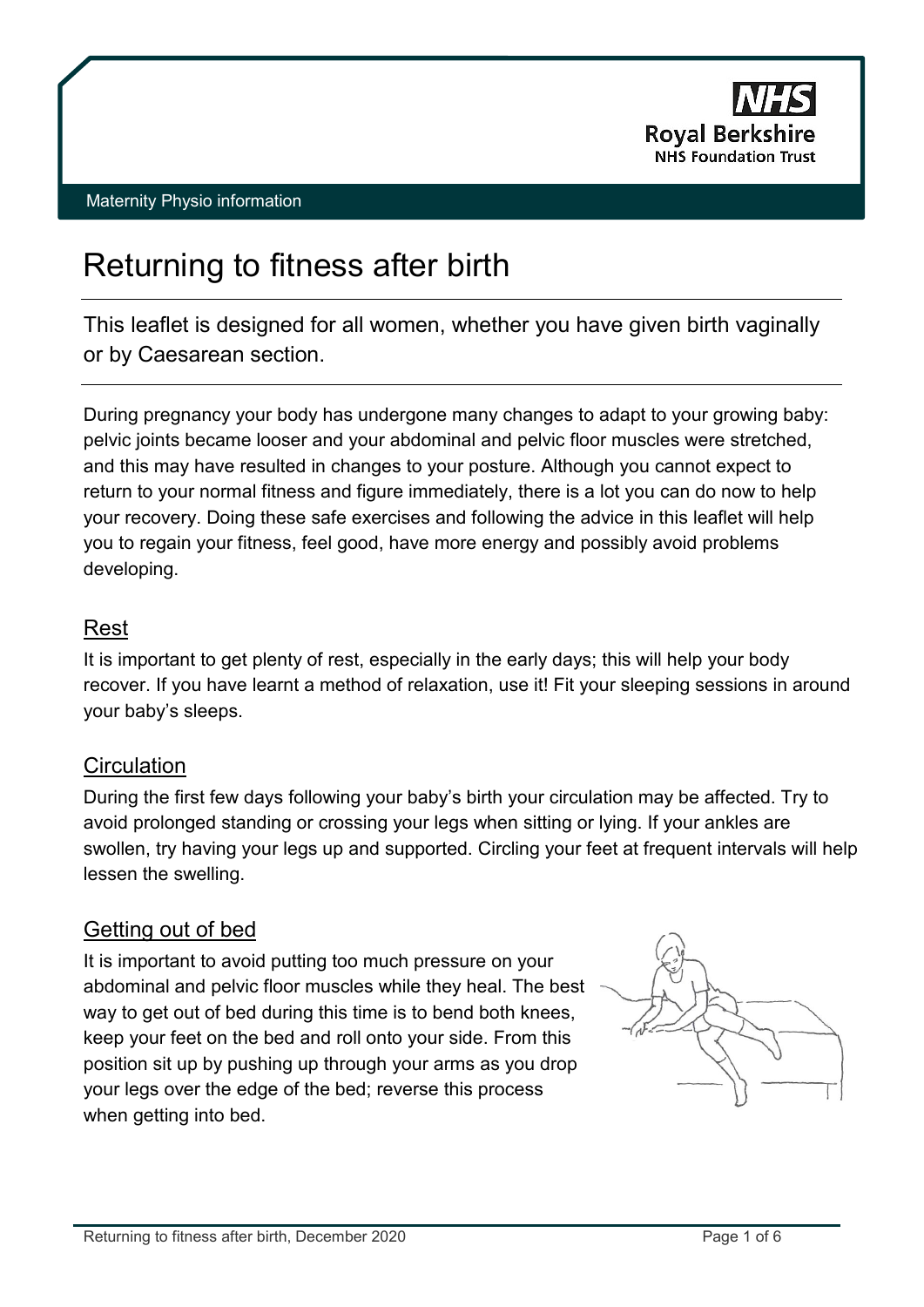Maternity Physio information

# Returning to fitness after birth

This leaflet is designed for all women, whether you have given birth vaginally or by Caesarean section.

During pregnancy your body has undergone many changes to adapt to your growing baby: pelvic joints became looser and your abdominal and pelvic floor muscles were stretched, and this may have resulted in changes to your posture. Although you cannot expect to return to your normal fitness and figure immediately, there is a lot you can do now to help your recovery. Doing these safe exercises and following the advice in this leaflet will help you to regain your fitness, feel good, have more energy and possibly avoid problems developing.

## Rest

It is important to get plenty of rest, especially in the early days; this will help your body recover. If you have learnt a method of relaxation, use it! Fit your sleeping sessions in around your baby's sleeps.

## Circulation

During the first few days following your baby's birth your circulation may be affected. Try to avoid prolonged standing or crossing your legs when sitting or lying. If your ankles are swollen, try having your legs up and supported. Circling your feet at frequent intervals will help lessen the swelling.

## Getting out of bed

It is important to avoid putting too much pressure on your abdominal and pelvic floor muscles while they heal. The best way to get out of bed during this time is to bend both knees, keep your feet on the bed and roll onto your side. From this position sit up by pushing up through your arms as you drop your legs over the edge of the bed; reverse this process when getting into bed.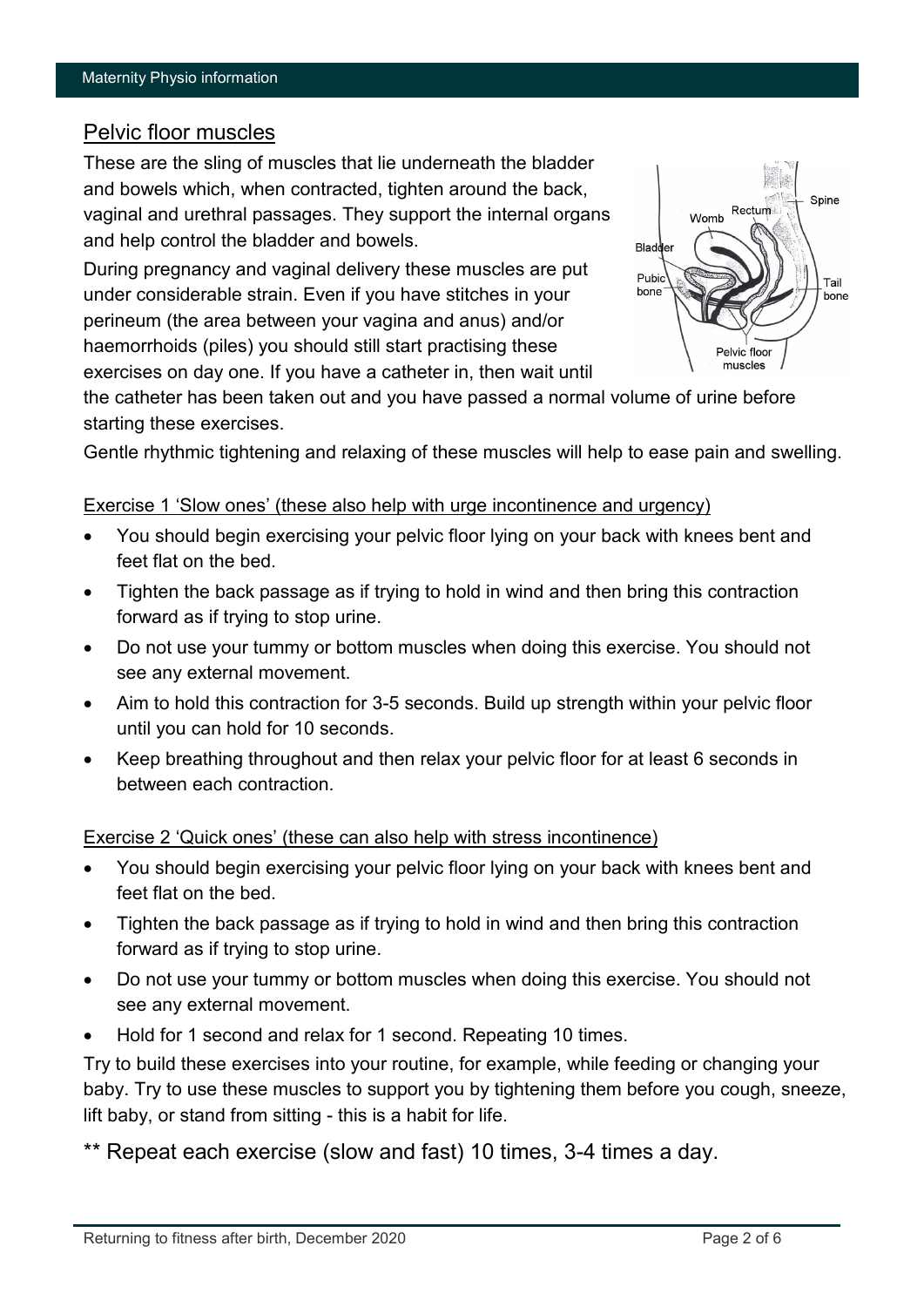## Pelvic floor muscles

These are the sling of muscles that lie underneath the bladder and bowels which, when contracted, tighten around the back, vaginal and urethral passages. They support the internal organs and help control the bladder and bowels.

During pregnancy and vaginal delivery these muscles are put under considerable strain. Even if you have stitches in your perineum (the area between your vagina and anus) and/or haemorrhoids (piles) you should still start practising these exercises on day one. If you have a catheter in, then wait until the catheter has been taken out and you have passed a normal volume of urine before starting these exercises.

Gentle rhythmic tightening and relaxing of these muscles will help to ease pain and swelling.

### Exercise 1 'Slow ones' (these also help with urge incontinence and urgency)

- You should begin exercising your pelvic floor lying on your back with knees bent and feet flat on the bed.
- Tighten the back passage as if trying to hold in wind and then bring this contraction forward as if trying to stop urine.
- Do not use your tummy or bottom muscles when doing this exercise. You should not see any external movement.
- Aim to hold this contraction for 3-5 seconds. Build up strength within your pelvic floor until you can hold for 10 seconds.
- Keep breathing throughout and then relax your pelvic floor for at least 6 seconds in between each contraction.

### Exercise 2 'Quick ones' (these can also help with stress incontinence)

- You should begin exercising your pelvic floor lying on your back with knees bent and feet flat on the bed.
- Tighten the back passage as if trying to hold in wind and then bring this contraction forward as if trying to stop urine.
- Do not use your tummy or bottom muscles when doing this exercise. You should not see any external movement.
- Hold for 1 second and relax for 1 second. Repeating 10 times.

Try to build these exercises into your routine, for example, while feeding or changing your baby. Try to use these muscles to support you by tightening them before you cough, sneeze, lift baby, or stand from sitting - this is a habit for life.

** Repeat each exercise (slow and fast) 10 times, 3-4 times a day.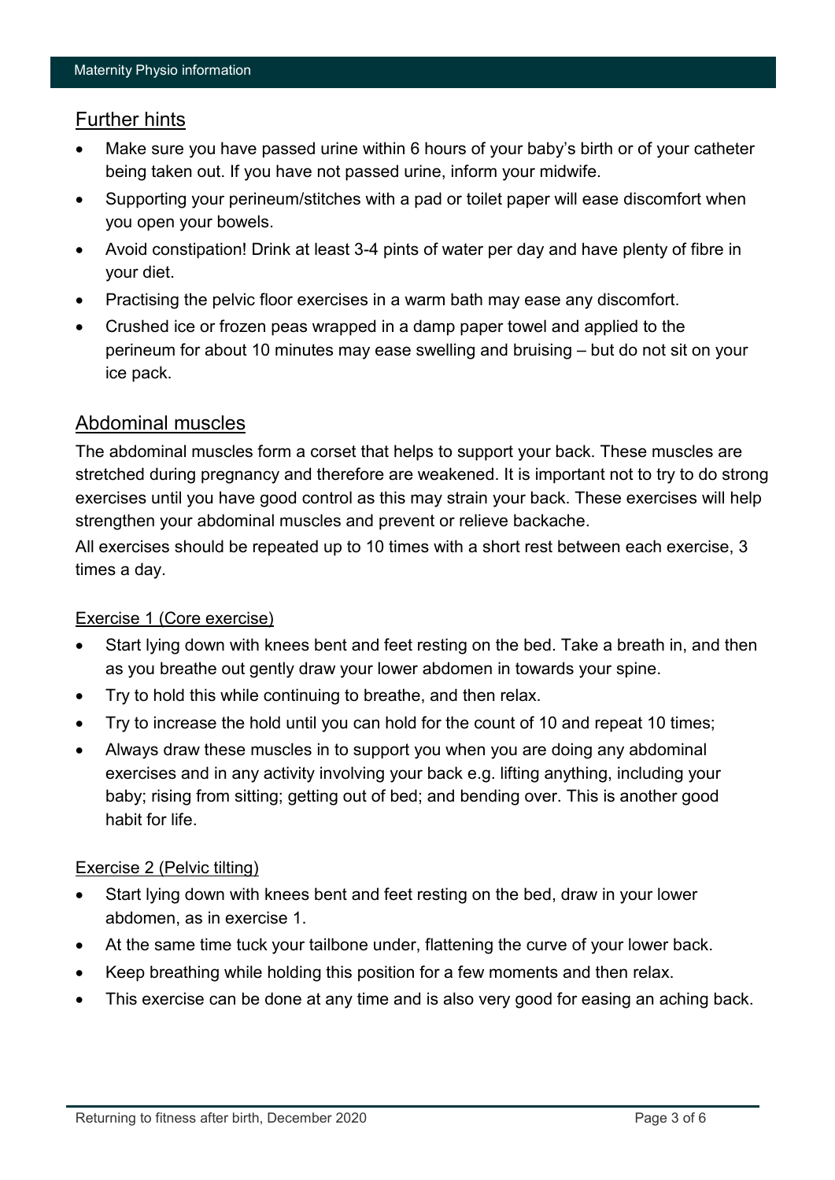## Further hints

- Make sure you have passed urine within 6 hours of your baby's birth or of your catheter being taken out. If you have not passed urine, inform your midwife.
- Supporting your perineum/stitches with a pad or toilet paper will ease discomfort when you open your bowels.
- Avoid constipation! Drink at least 3-4 pints of water per day and have plenty of fibre in your diet.
- Practising the pelvic floor exercises in a warm bath may ease any discomfort.
- Crushed ice or frozen peas wrapped in a damp paper towel and applied to the perineum for about 10 minutes may ease swelling and bruising – but do not sit on your ice pack.

## Abdominal muscles

The abdominal muscles form a corset that helps to support your back. These muscles are stretched during pregnancy and therefore are weakened. It is important not to try to do strong exercises until you have good control as this may strain your back. These exercises will help strengthen your abdominal muscles and prevent or relieve backache.

All exercises should be repeated up to 10 times with a short rest between each exercise, 3 times a day.

### Exercise 1 (Core exercise)

- Start lying down with knees bent and feet resting on the bed. Take a breath in, and then as you breathe out gently draw your lower abdomen in towards your spine.
- Try to hold this while continuing to breathe, and then relax.
- Try to increase the hold until you can hold for the count of 10 and repeat 10 times;
- Always draw these muscles in to support you when you are doing any abdominal exercises and in any activity involving your back e.g. lifting anything, including your baby; rising from sitting; getting out of bed; and bending over. This is another good habit for life.

### Exercise 2 (Pelvic tilting)

- Start lying down with knees bent and feet resting on the bed, draw in your lower abdomen, as in exercise 1.
- At the same time tuck your tailbone under, flattening the curve of your lower back.
- Keep breathing while holding this position for a few moments and then relax.
- This exercise can be done at any time and is also very good for easing an aching back.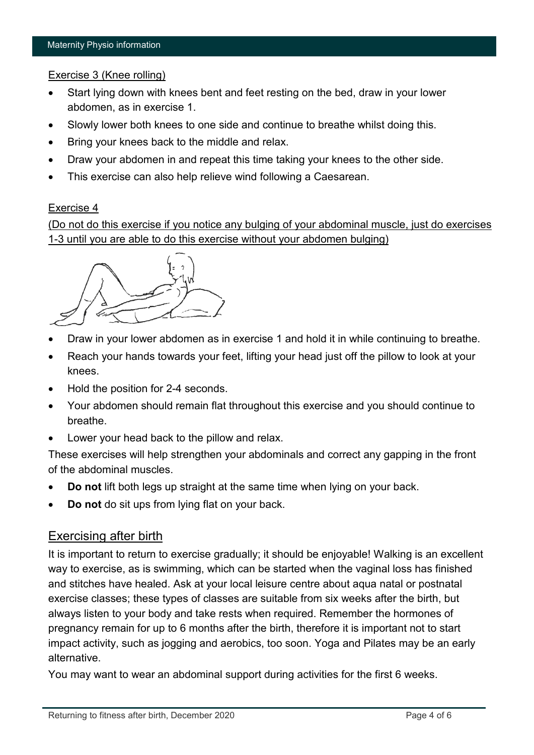Exercise 3 (Knee rolling)

- Start lying down with knees bent and feet resting on the bed, draw in your lower abdomen, as in exercise 1.
- Slowly lower both knees to one side and continue to breathe whilst doing this.
- Bring your knees back to the middle and relax.
- Draw your abdomen in and repeat this time taking your knees to the other side.
- This exercise can also help relieve wind following a Caesarean.

Exercise 4

(Do not do this exercise if you notice any bulging of your abdominal muscle, just do exercises 1-3 until you are able to do this exercise without your abdomen bulging)

- Draw in your lower abdomen as in exercise 1 and hold it in while continuing to breathe.
- Reach your hands towards your feet, lifting your head just off the pillow to look at your knees.
- Hold the position for 2-4 seconds.
- Your abdomen should remain flat throughout this exercise and you should continue to breathe.
- Lower your head back to the pillow and relax.

These exercises will help strengthen your abdominals and correct any gapping in the front of the abdominal muscles.

- **Do not** lift both legs up straight at the same time when lying on your back.
- **Do not** do sit ups from lying flat on your back.

## Exercising after birth

It is important to return to exercise gradually; it should be enjoyable! Walking is an excellent way to exercise, as is swimming, which can be started when the vaginal loss has finished and stitches have healed. Ask at your local leisure centre about aqua natal or postnatal exercise classes; these types of classes are suitable from six weeks after the birth, but always listen to your body and take rests when required. Remember the hormones of pregnancy remain for up to 6 months after the birth, therefore it is important not to start impact activity, such as jogging and aerobics, too soon. Yoga and Pilates may be an early alternative.

You may want to wear an abdominal support during activities for the first 6 weeks.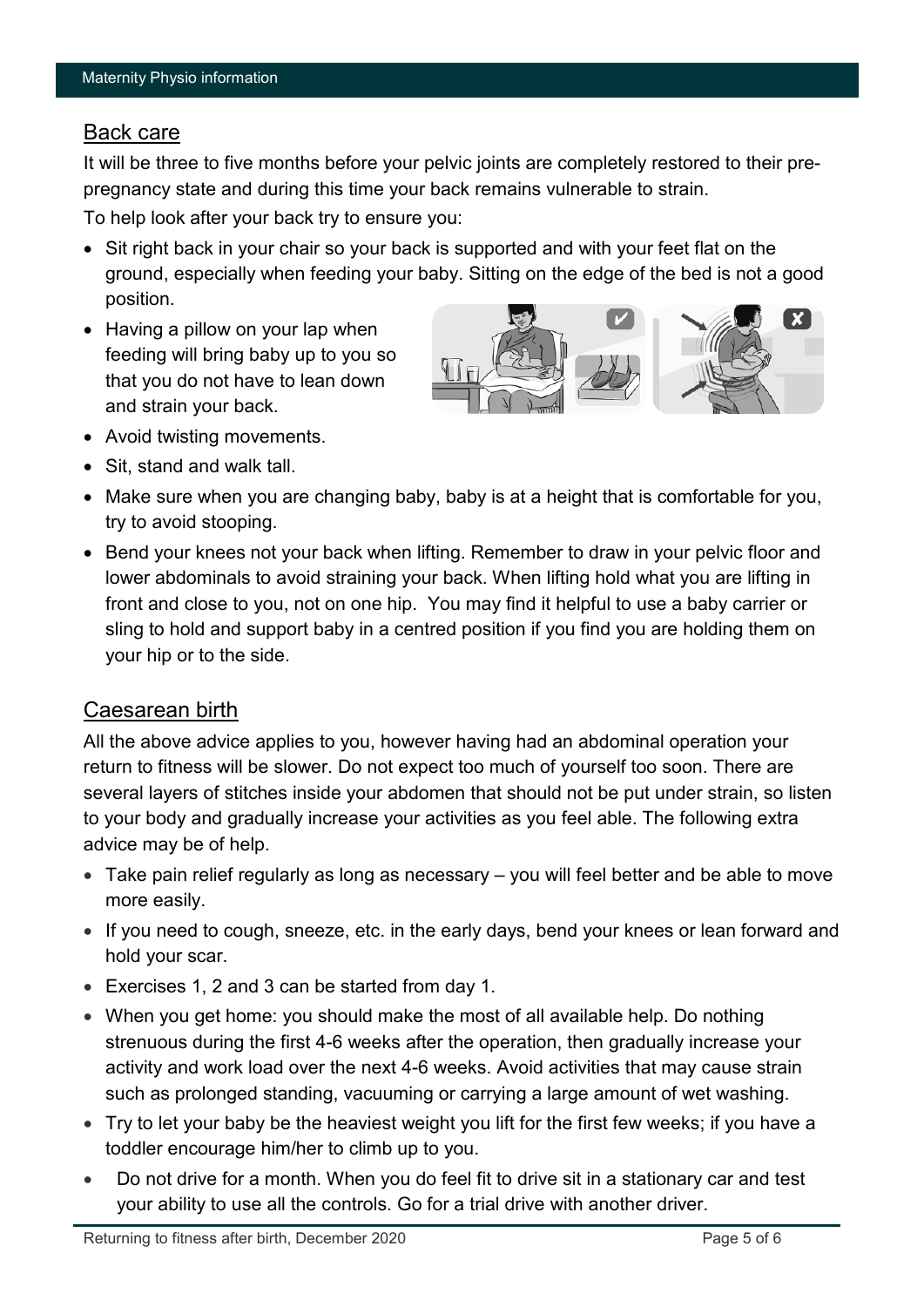## Back care

It will be three to five months before your pelvic joints are completely restored to their pre-pregnancy state and during this time your back remains vulnerable to strain.

To help look after your back try to ensure you:

- Sit right back in your chair so your back is supported and with your feet flat on the ground, especially when feeding your baby. Sitting on the edge of the bed is not a good position.
- Having a pillow on your lap when feeding will bring baby up to you so that you do not have to lean down and strain your back.
- Avoid twisting movements.
- Sit, stand and walk tall.
- Make sure when you are changing baby, baby is at a height that is comfortable for you, try to avoid stooping.
- Bend your knees not your back when lifting. Remember to draw in your pelvic floor and lower abdominals to avoid straining your back. When lifting hold what you are lifting in front and close to you, not on one hip. You may find it helpful to use a baby carrier or sling to hold and support baby in a centred position if you find you are holding them on your hip or to the side.

## Caesarean birth

All the above advice applies to you, however having had an abdominal operation your return to fitness will be slower. Do not expect too much of yourself too soon. There are several layers of stitches inside your abdomen that should not be put under strain, so listen to your body and gradually increase your activities as you feel able. The following extra advice may be of help.

- Take pain relief regularly as long as necessary – you will feel better and be able to move more easily.
- If you need to cough, sneeze, etc. in the early days, bend your knees or lean forward and hold your scar.
- Exercises 1, 2 and 3 can be started from day 1.
- When you get home: you should make the most of all available help. Do nothing strenuous during the first 4-6 weeks after the operation, then gradually increase your activity and work load over the next 4-6 weeks. Avoid activities that may cause strain such as prolonged standing, vacuuming or carrying a large amount of wet washing.
- Try to let your baby be the heaviest weight you lift for the first few weeks; if you have a toddler encourage him/her to climb up to you.
- Do not drive for a month. When you do feel fit to drive sit in a stationary car and test your ability to use all the controls. Go for a trial drive with another driver.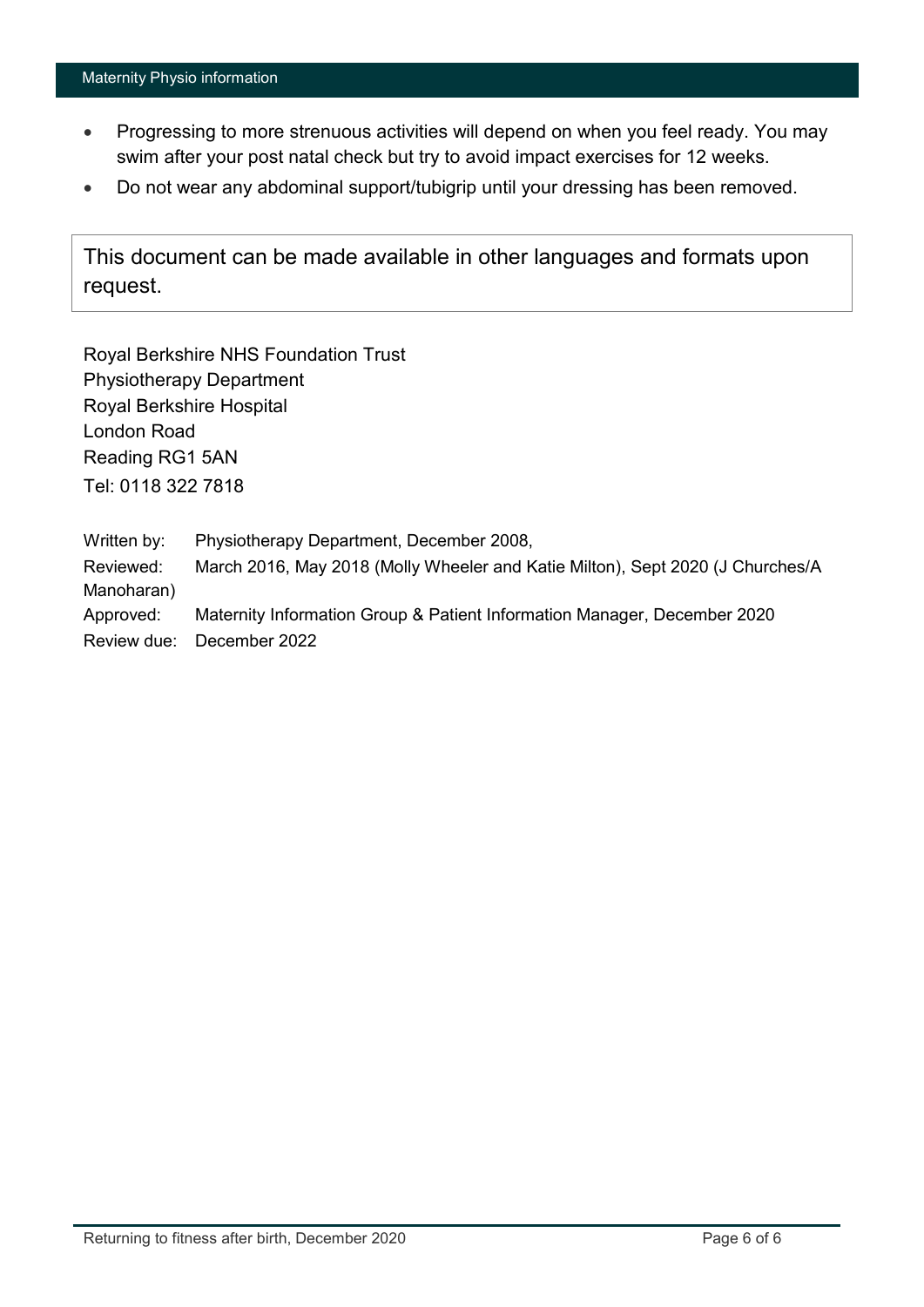- Progressing to more strenuous activities will depend on when you feel ready. You may swim after your post natal check but try to avoid impact exercises for 12 weeks.
- Do not wear any abdominal support/tubigrip until your dressing has been removed.

This document can be made available in other languages and formats upon request.

Royal Berkshire NHS Foundation Trust
Physiotherapy Department
Royal Berkshire Hospital
London Road
Reading RG1 5AN
Tel: 0118 322 7818

Written by: Physiotherapy Department, December 2008,
Reviewed: March 2016, May 2018 (Molly Wheeler and Katie Milton), Sept 2020 (J Churches/A Manoharan)
Approved: Maternity Information Group & Patient Information Manager, December 2020
Review due: December 2022